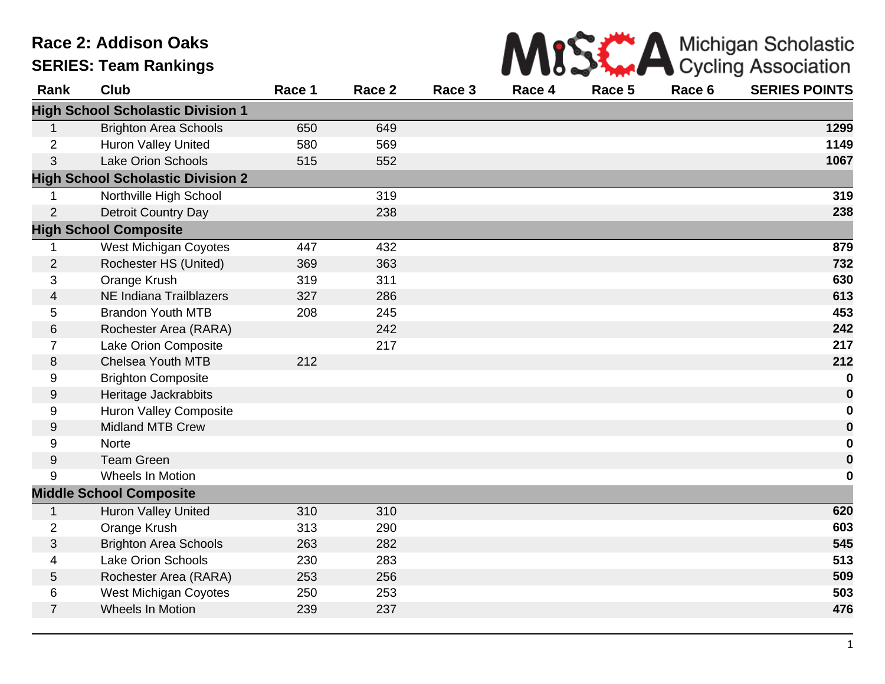# Race 2: Addison Oaks

## SERIES: Team Rankings

Michigan Scholastic Cycling Association

| Rank | Club | Race 1 | Race 2 | Race 3 | Race 4 | Race 5 | Race 6 | SERIES POINTS |
|---|---|---|---|---|---|---|---|---|
| **High School Scholastic Division 1** | | | | | | | | |
| 1 | Brighton Area Schools | 650 | 649 | | | | | **1299** |
| 2 | Huron Valley United | 580 | 569 | | | | | **1149** |
| 3 | Lake Orion Schools | 515 | 552 | | | | | **1067** |
| **High School Scholastic Division 2** | | | | | | | | |
| 1 | Northville High School | | 319 | | | | | **319** |
| 2 | Detroit Country Day | | 238 | | | | | **238** |
| **High School Composite** | | | | | | | | |
| 1 | West Michigan Coyotes | 447 | 432 | | | | | **879** |
| 2 | Rochester HS (United) | 369 | 363 | | | | | **732** |
| 3 | Orange Krush | 319 | 311 | | | | | **630** |
| 4 | NE Indiana Trailblazers | 327 | 286 | | | | | **613** |
| 5 | Brandon Youth MTB | 208 | 245 | | | | | **453** |
| 6 | Rochester Area (RARA) | | 242 | | | | | **242** |
| 7 | Lake Orion Composite | | 217 | | | | | **217** |
| 8 | Chelsea Youth MTB | 212 | | | | | | **212** |
| 9 | Brighton Composite | | | | | | | **0** |
| 9 | Heritage Jackrabbits | | | | | | | **0** |
| 9 | Huron Valley Composite | | | | | | | **0** |
| 9 | Midland MTB Crew | | | | | | | **0** |
| 9 | Norte | | | | | | | **0** |
| 9 | Team Green | | | | | | | **0** |
| 9 | Wheels In Motion | | | | | | | **0** |
| **Middle School Composite** | | | | | | | | |
| 1 | Huron Valley United | 310 | 310 | | | | | **620** |
| 2 | Orange Krush | 313 | 290 | | | | | **603** |
| 3 | Brighton Area Schools | 263 | 282 | | | | | **545** |
| 4 | Lake Orion Schools | 230 | 283 | | | | | **513** |
| 5 | Rochester Area (RARA) | 253 | 256 | | | | | **509** |
| 6 | West Michigan Coyotes | 250 | 253 | | | | | **503** |
| 7 | Wheels In Motion | 239 | 237 | | | | | **476** |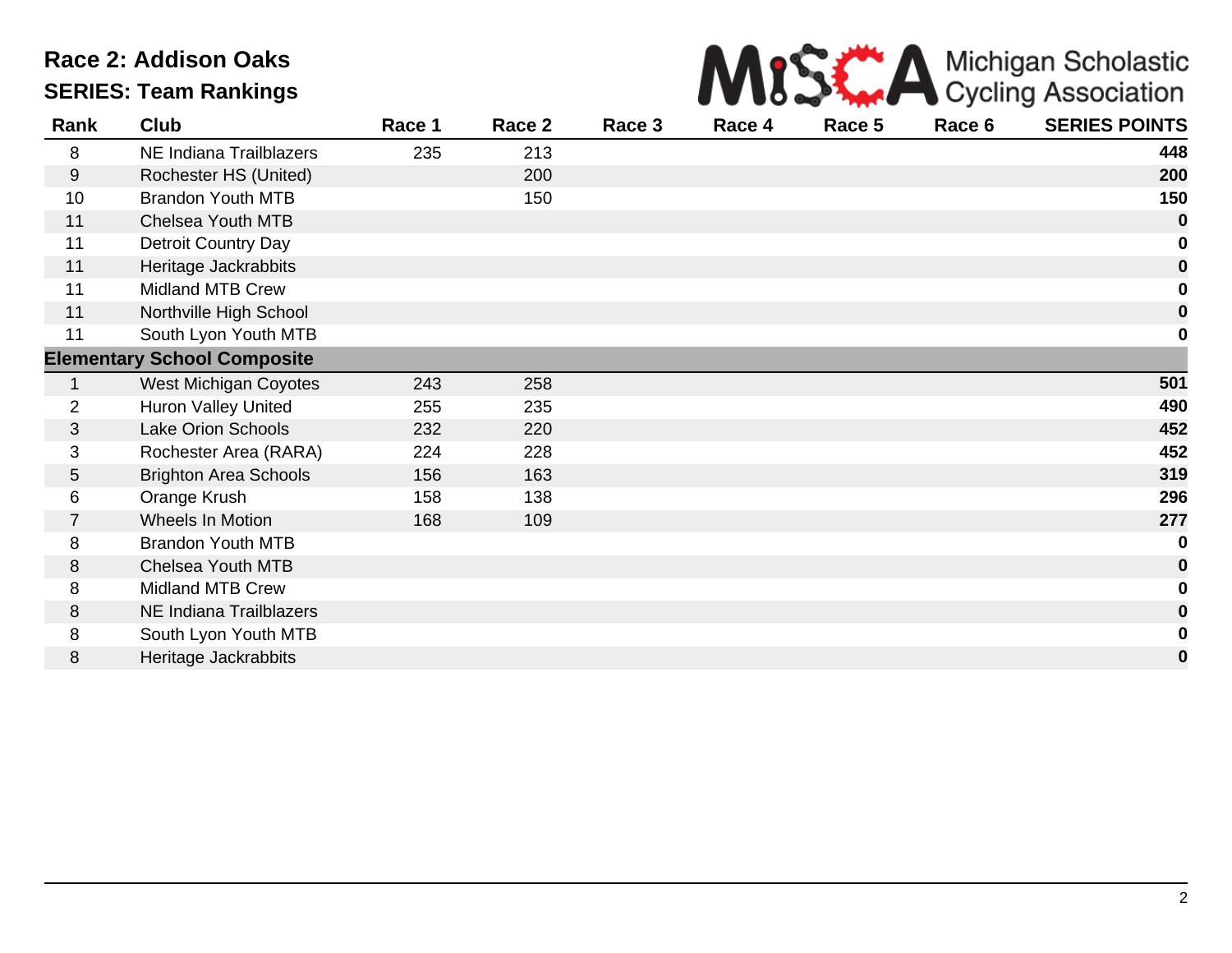# Race 2: Addison Oaks

## SERIES: Team Rankings

Michigan Scholastic Cycling Association

| Rank | Club | Race 1 | Race 2 | Race 3 | Race 4 | Race 5 | Race 6 | SERIES POINTS |
|---|---|---|---|---|---|---|---|---|
| 8 | NE Indiana Trailblazers | 235 | 213 | | | | | **448** |
| 9 | Rochester HS (United) | | 200 | | | | | **200** |
| 10 | Brandon Youth MTB | | 150 | | | | | **150** |
| 11 | Chelsea Youth MTB | | | | | | | **0** |
| 11 | Detroit Country Day | | | | | | | **0** |
| 11 | Heritage Jackrabbits | | | | | | | **0** |
| 11 | Midland MTB Crew | | | | | | | **0** |
| 11 | Northville High School | | | | | | | **0** |
| 11 | South Lyon Youth MTB | | | | | | | **0** |
| **Elementary School Composite** | | | | | | | | |
| 1 | West Michigan Coyotes | 243 | 258 | | | | | **501** |
| 2 | Huron Valley United | 255 | 235 | | | | | **490** |
| 3 | Lake Orion Schools | 232 | 220 | | | | | **452** |
| 3 | Rochester Area (RARA) | 224 | 228 | | | | | **452** |
| 5 | Brighton Area Schools | 156 | 163 | | | | | **319** |
| 6 | Orange Krush | 158 | 138 | | | | | **296** |
| 7 | Wheels In Motion | 168 | 109 | | | | | **277** |
| 8 | Brandon Youth MTB | | | | | | | **0** |
| 8 | Chelsea Youth MTB | | | | | | | **0** |
| 8 | Midland MTB Crew | | | | | | | **0** |
| 8 | NE Indiana Trailblazers | | | | | | | **0** |
| 8 | South Lyon Youth MTB | | | | | | | **0** |
| 8 | Heritage Jackrabbits | | | | | | | **0** |